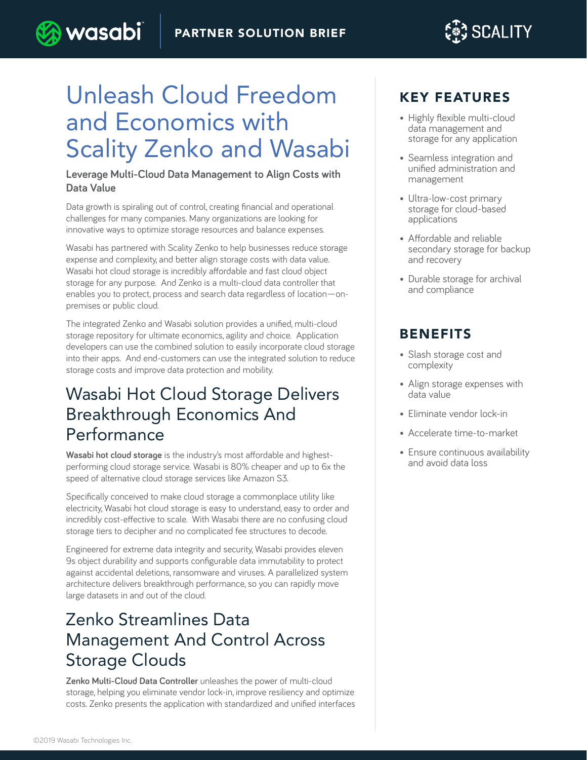**PARTNER SOLUTION BRIEF**

# Unleash Cloud Freedom and Economics with Scality Zenko and Wasabi

**Leverage Multi-Cloud Data Management to Align Costs with Data Value**

Data growth is spiraling out of control, creating financial and operational challenges for many companies. Many organizations are looking for innovative ways to optimize storage resources and balance expenses.

Wasabi has partnered with Scality Zenko to help businesses reduce storage expense and complexity, and better align storage costs with data value. Wasabi hot cloud storage is incredibly affordable and fast cloud object storage for any purpose. And Zenko is a multi-cloud data controller that enables you to protect, process and search data regardless of location—on-premises or public cloud.

The integrated Zenko and Wasabi solution provides a unified, multi-cloud storage repository for ultimate economics, agility and choice. Application developers can use the combined solution to easily incorporate cloud storage into their apps. And end-customers can use the integrated solution to reduce storage costs and improve data protection and mobility.

## Wasabi Hot Cloud Storage Delivers Breakthrough Economics And Performance

**Wasabi hot cloud storage** is the industry's most affordable and highest-performing cloud storage service. Wasabi is 80% cheaper and up to 6x the speed of alternative cloud storage services like Amazon S3.

Specifically conceived to make cloud storage a commonplace utility like electricity, Wasabi hot cloud storage is easy to understand, easy to order and incredibly cost-effective to scale. With Wasabi there are no confusing cloud storage tiers to decipher and no complicated fee structures to decode.

Engineered for extreme data integrity and security, Wasabi provides eleven 9s object durability and supports configurable data immutability to protect against accidental deletions, ransomware and viruses. A parallelized system architecture delivers breakthrough performance, so you can rapidly move large datasets in and out of the cloud.

## Zenko Streamlines Data Management And Control Across Storage Clouds

**Zenko Multi-Cloud Data Controller** unleashes the power of multi-cloud storage, helping you eliminate vendor lock-in, improve resiliency and optimize costs. Zenko presents the application with standardized and unified interfaces

## KEY FEATURES

- Highly flexible multi-cloud data management and storage for any application
- Seamless integration and unified administration and management
- Ultra-low-cost primary storage for cloud-based applications
- Affordable and reliable secondary storage for backup and recovery
- Durable storage for archival and compliance

## BENEFITS

- Slash storage cost and complexity
- Align storage expenses with data value
- Eliminate vendor lock-in
- Accelerate time-to-market
- Ensure continuous availability and avoid data loss

©2019 Wasabi Technologies Inc.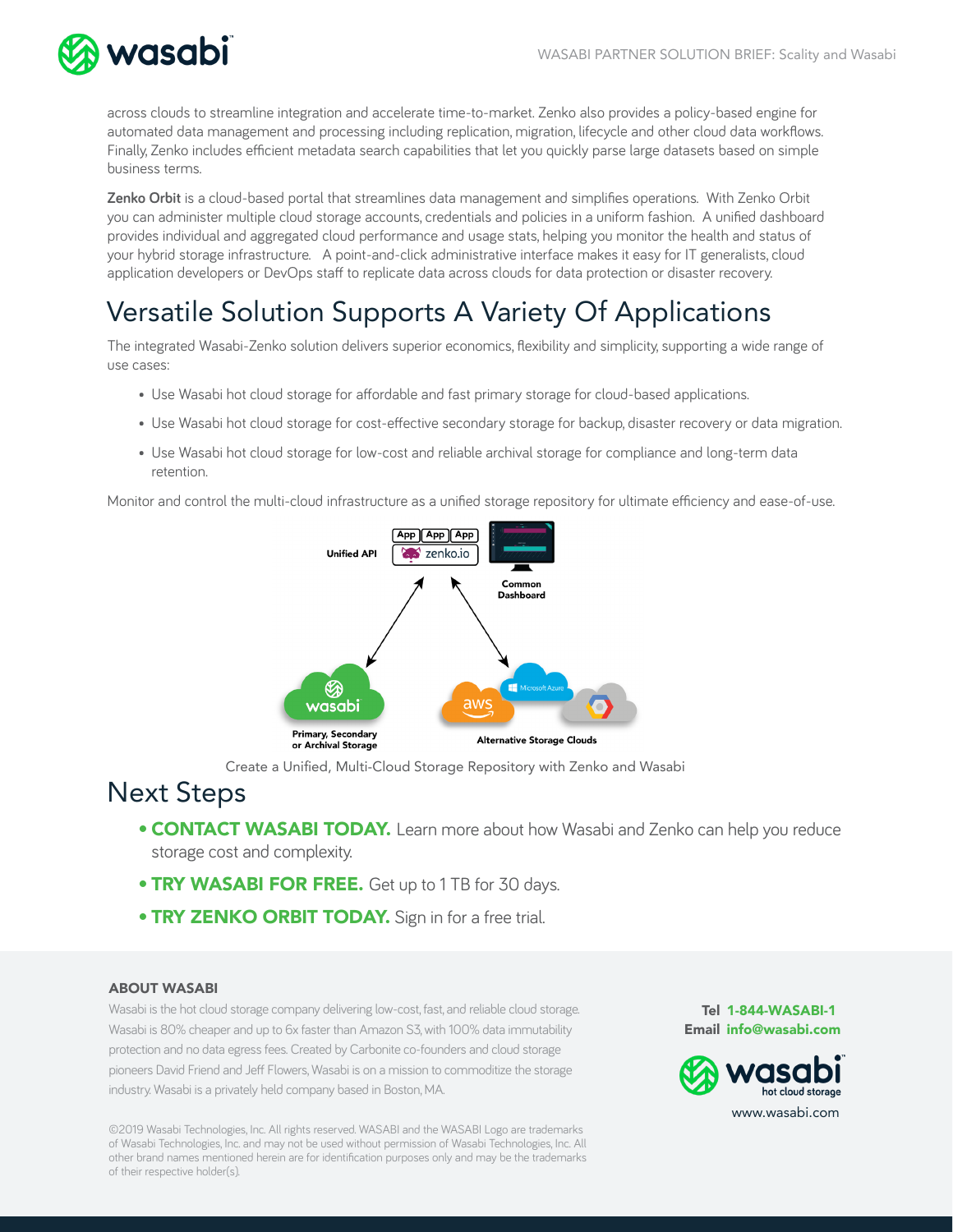across clouds to streamline integration and accelerate time-to-market. Zenko also provides a policy-based engine for automated data management and processing including replication, migration, lifecycle and other cloud data workflows. Finally, Zenko includes efficient metadata search capabilities that let you quickly parse large datasets based on simple business terms.

**Zenko Orbit** is a cloud-based portal that streamlines data management and simplifies operations. With Zenko Orbit you can administer multiple cloud storage accounts, credentials and policies in a uniform fashion. A unified dashboard provides individual and aggregated cloud performance and usage stats, helping you monitor the health and status of your hybrid storage infrastructure. A point-and-click administrative interface makes it easy for IT generalists, cloud application developers or DevOps staff to replicate data across clouds for data protection or disaster recovery.

## Versatile Solution Supports A Variety Of Applications

The integrated Wasabi-Zenko solution delivers superior economics, flexibility and simplicity, supporting a wide range of use cases:

- Use Wasabi hot cloud storage for affordable and fast primary storage for cloud-based applications.
- Use Wasabi hot cloud storage for cost-effective secondary storage for backup, disaster recovery or data migration.
- Use Wasabi hot cloud storage for low-cost and reliable archival storage for compliance and long-term data retention.

Monitor and control the multi-cloud infrastructure as a unified storage repository for ultimate efficiency and ease-of-use.

Unified API
App App App
zenko.io
Common Dashboard
wasabi
Primary, Secondary or Archival Storage
aws
Microsoft Azure
Alternative Storage Clouds

Create a Unified, Multi-Cloud Storage Repository with Zenko and Wasabi

## Next Steps

- **CONTACT WASABI TODAY.** Learn more about how Wasabi and Zenko can help you reduce storage cost and complexity.
- **TRY WASABI FOR FREE.** Get up to 1 TB for 30 days.
- **TRY ZENKO ORBIT TODAY.** Sign in for a free trial.

### ABOUT WASABI

Wasabi is the hot cloud storage company delivering low-cost, fast, and reliable cloud storage. Wasabi is 80% cheaper and up to 6x faster than Amazon S3, with 100% data immutability protection and no data egress fees. Created by Carbonite co-founders and cloud storage pioneers David Friend and Jeff Flowers, Wasabi is on a mission to commoditize the storage industry. Wasabi is a privately held company based in Boston, MA.

©2019 Wasabi Technologies, Inc. All rights reserved. WASABI and the WASABI Logo are trademarks of Wasabi Technologies, Inc. and may not be used without permission of Wasabi Technologies, Inc. All other brand names mentioned herein are for identification purposes only and may be the trademarks of their respective holder(s).

**Tel** 1-844-WASABI-1
**Email** info@wasabi.com

wasabi hot cloud storage
www.wasabi.com